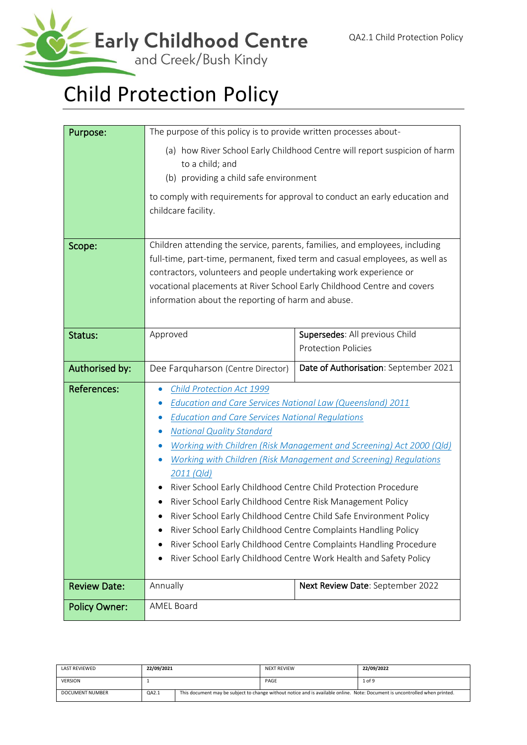Early Childhood Centre
and Creek/Bush Kindy

# Child Protection Policy

| | | |
|---|---|---|
| **Purpose:** | The purpose of this policy is to provide written processes about-<br>(a) how River School Early Childhood Centre will report suspicion of harm to a child; and<br>(b) providing a child safe environment<br>to comply with requirements for approval to conduct an early education and childcare facility. | |
| **Scope:** | Children attending the service, parents, families, and employees, including full-time, part-time, permanent, fixed term and casual employees, as well as contractors, volunteers and people undertaking work experience or vocational placements at River School Early Childhood Centre and covers information about the reporting of harm and abuse. | |
| **Status:** | Approved | **Supersedes**: All previous Child Protection Policies |
| **Authorised by:** | Dee Farquharson (Centre Director) | **Date of Authorisation**: September 2021 |
| **References:** | • *Child Protection Act 1999*<br>• *Education and Care Services National Law (Queensland) 2011*<br>• *Education and Care Services National Regulations*<br>• *National Quality Standard*<br>• *Working with Children (Risk Management and Screening) Act 2000 (Qld)*<br>• *Working with Children (Risk Management and Screening) Regulations 2011 (Qld)*<br>• River School Early Childhood Centre Child Protection Procedure<br>• River School Early Childhood Centre Risk Management Policy<br>• River School Early Childhood Centre Child Safe Environment Policy<br>• River School Early Childhood Centre Complaints Handling Policy<br>• River School Early Childhood Centre Complaints Handling Procedure<br>• River School Early Childhood Centre Work Health and Safety Policy | |
| **Review Date:** | Annually | **Next Review Date**: September 2022 |
| **Policy Owner:** | AMEL Board | |

| | | | |
|---|---|---|---|
| LAST REVIEWED | 22/09/2021 | NEXT REVIEW | 22/09/2022 |
| VERSION | 1 | PAGE | 1 of 9 |
| DOCUMENT NUMBER | QA2.1 | This document may be subject to change without notice and is available online. Note: Document is uncontrolled when printed. | |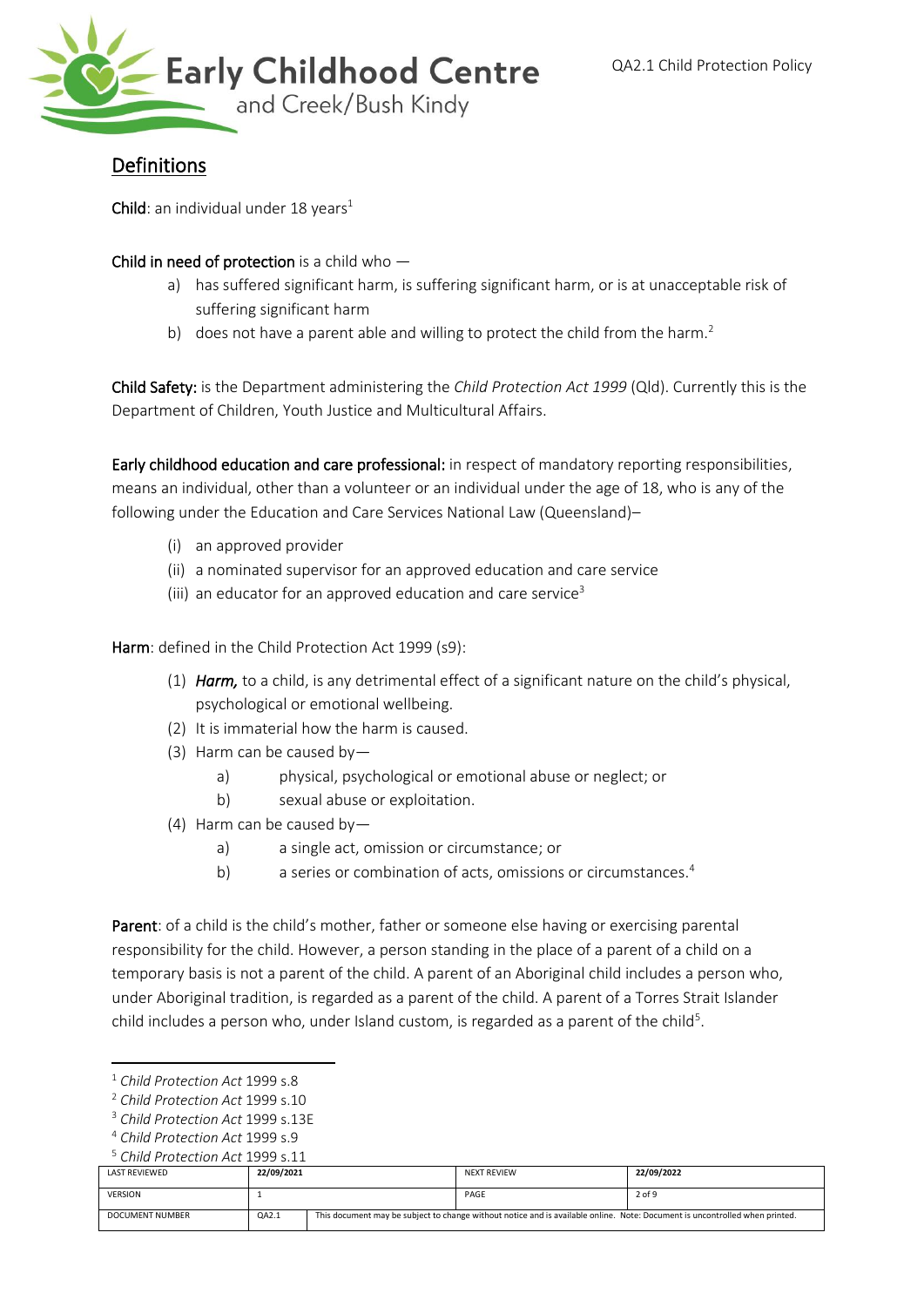## Definitions

**Child**: an individual under 18 years[1]

**Child in need of protection** is a child who —

a) has suffered significant harm, is suffering significant harm, or is at unacceptable risk of suffering significant harm
b) does not have a parent able and willing to protect the child from the harm.[2]

**Child Safety:** is the Department administering the *Child Protection Act 1999* (Qld). Currently this is the Department of Children, Youth Justice and Multicultural Affairs.

**Early childhood education and care professional:** in respect of mandatory reporting responsibilities, means an individual, other than a volunteer or an individual under the age of 18, who is any of the following under the Education and Care Services National Law (Queensland)–

(i) an approved provider
(ii) a nominated supervisor for an approved education and care service
(iii) an educator for an approved education and care service[3]

**Harm**: defined in the Child Protection Act 1999 (s9):

(1) ***Harm,*** to a child, is any detrimental effect of a significant nature on the child's physical, psychological or emotional wellbeing.
(2) It is immaterial how the harm is caused.
(3) Harm can be caused by—
    a) physical, psychological or emotional abuse or neglect; or
    b) sexual abuse or exploitation.
(4) Harm can be caused by—
    a) a single act, omission or circumstance; or
    b) a series or combination of acts, omissions or circumstances.[4]

**Parent**: of a child is the child's mother, father or someone else having or exercising parental responsibility for the child. However, a person standing in the place of a parent of a child on a temporary basis is not a parent of the child. A parent of an Aboriginal child includes a person who, under Aboriginal tradition, is regarded as a parent of the child. A parent of a Torres Strait Islander child includes a person who, under Island custom, is regarded as a parent of the child[5].

---

[1] *Child Protection Act* 1999 s.8
[2] *Child Protection Act* 1999 s.10
[3] *Child Protection Act* 1999 s.13E
[4] *Child Protection Act* 1999 s.9
[5] *Child Protection Act* 1999 s.11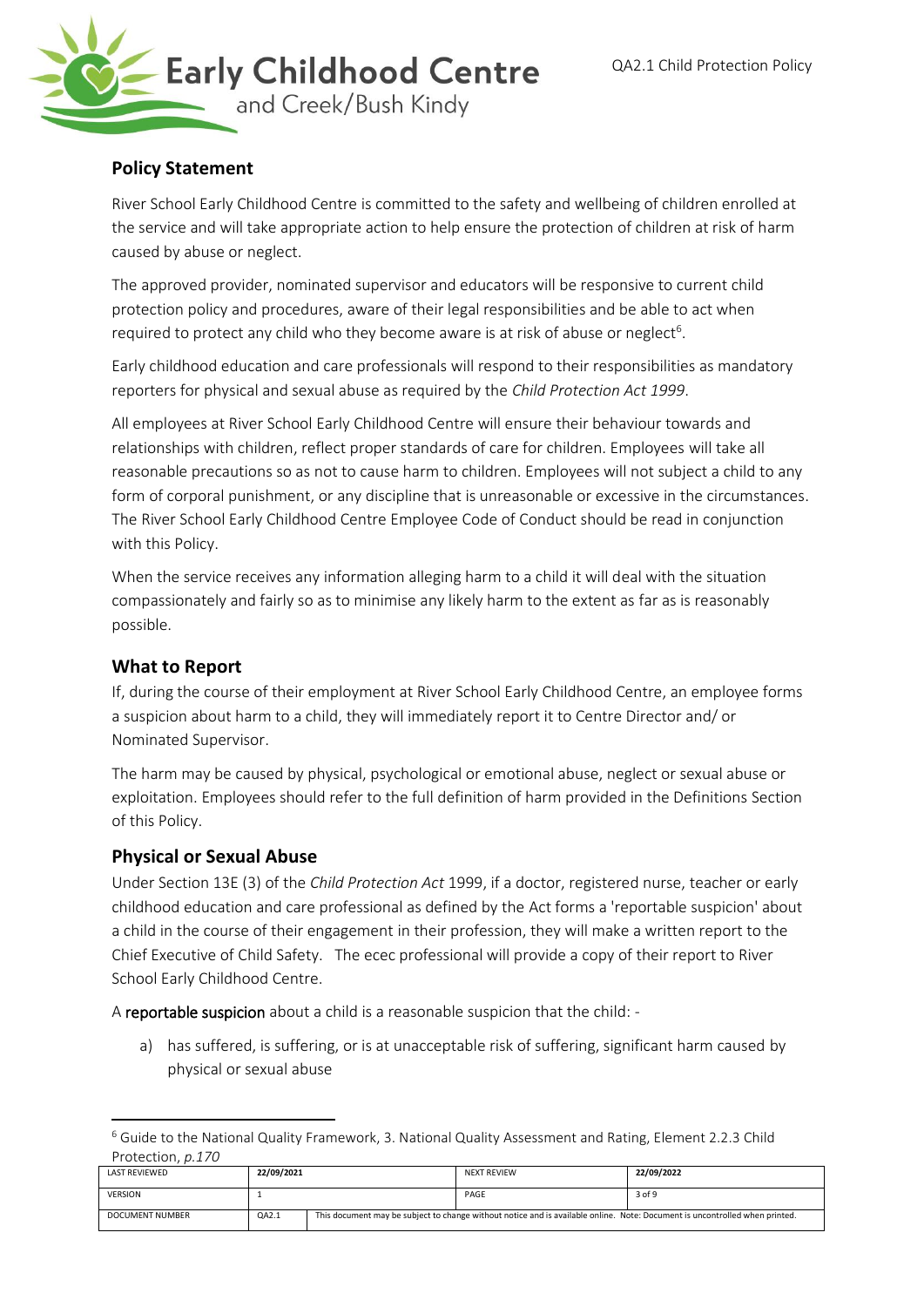## Policy Statement

River School Early Childhood Centre is committed to the safety and wellbeing of children enrolled at the service and will take appropriate action to help ensure the protection of children at risk of harm caused by abuse or neglect.

The approved provider, nominated supervisor and educators will be responsive to current child protection policy and procedures, aware of their legal responsibilities and be able to act when required to protect any child who they become aware is at risk of abuse or neglect[6].

Early childhood education and care professionals will respond to their responsibilities as mandatory reporters for physical and sexual abuse as required by the *Child Protection Act 1999*.

All employees at River School Early Childhood Centre will ensure their behaviour towards and relationships with children, reflect proper standards of care for children. Employees will take all reasonable precautions so as not to cause harm to children. Employees will not subject a child to any form of corporal punishment, or any discipline that is unreasonable or excessive in the circumstances. The River School Early Childhood Centre Employee Code of Conduct should be read in conjunction with this Policy.

When the service receives any information alleging harm to a child it will deal with the situation compassionately and fairly so as to minimise any likely harm to the extent as far as is reasonably possible.

## What to Report

If, during the course of their employment at River School Early Childhood Centre, an employee forms a suspicion about harm to a child, they will immediately report it to Centre Director and/ or Nominated Supervisor.

The harm may be caused by physical, psychological or emotional abuse, neglect or sexual abuse or exploitation. Employees should refer to the full definition of harm provided in the Definitions Section of this Policy.

## Physical or Sexual Abuse

Under Section 13E (3) of the *Child Protection Act* 1999, if a doctor, registered nurse, teacher or early childhood education and care professional as defined by the Act forms a 'reportable suspicion' about a child in the course of their engagement in their profession, they will make a written report to the Chief Executive of Child Safety. The ecec professional will provide a copy of their report to River School Early Childhood Centre.

A reportable suspicion about a child is a reasonable suspicion that the child: -

a) has suffered, is suffering, or is at unacceptable risk of suffering, significant harm caused by physical or sexual abuse

[6] Guide to the National Quality Framework, 3. National Quality Assessment and Rating, Element 2.2.3 Child Protection, *p.170*

| LAST REVIEWED | 22/09/2021 | NEXT REVIEW | 22/09/2022 |
| --- | --- | --- | --- |
| VERSION | 1 | PAGE | 3 of 9 |
| DOCUMENT NUMBER | QA2.1 | This document may be subject to change without notice and is available online. Note: Document is uncontrolled when printed. | |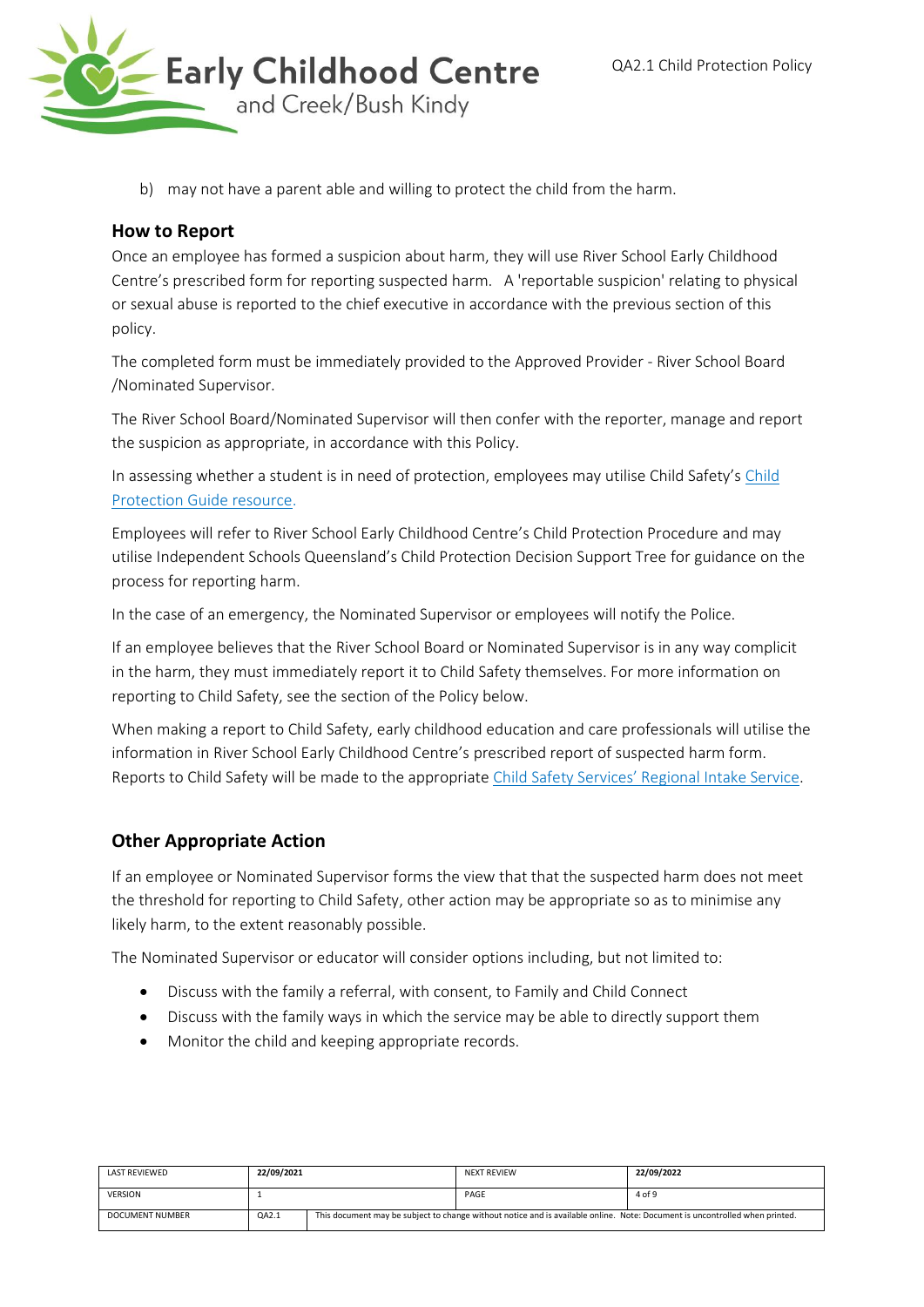b) may not have a parent able and willing to protect the child from the harm.

## How to Report

Once an employee has formed a suspicion about harm, they will use River School Early Childhood Centre's prescribed form for reporting suspected harm. A 'reportable suspicion' relating to physical or sexual abuse is reported to the chief executive in accordance with the previous section of this policy.

The completed form must be immediately provided to the Approved Provider - River School Board /Nominated Supervisor.

The River School Board/Nominated Supervisor will then confer with the reporter, manage and report the suspicion as appropriate, in accordance with this Policy.

In assessing whether a student is in need of protection, employees may utilise Child Safety's [Child Protection Guide resource.]()

Employees will refer to River School Early Childhood Centre's Child Protection Procedure and may utilise Independent Schools Queensland's Child Protection Decision Support Tree for guidance on the process for reporting harm.

In the case of an emergency, the Nominated Supervisor or employees will notify the Police.

If an employee believes that the River School Board or Nominated Supervisor is in any way complicit in the harm, they must immediately report it to Child Safety themselves. For more information on reporting to Child Safety, see the section of the Policy below.

When making a report to Child Safety, early childhood education and care professionals will utilise the information in River School Early Childhood Centre's prescribed report of suspected harm form. Reports to Child Safety will be made to the appropriate [Child Safety Services' Regional Intake Service]().

## Other Appropriate Action

If an employee or Nominated Supervisor forms the view that that the suspected harm does not meet the threshold for reporting to Child Safety, other action may be appropriate so as to minimise any likely harm, to the extent reasonably possible.

The Nominated Supervisor or educator will consider options including, but not limited to:

- Discuss with the family a referral, with consent, to Family and Child Connect
- Discuss with the family ways in which the service may be able to directly support them
- Monitor the child and keeping appropriate records.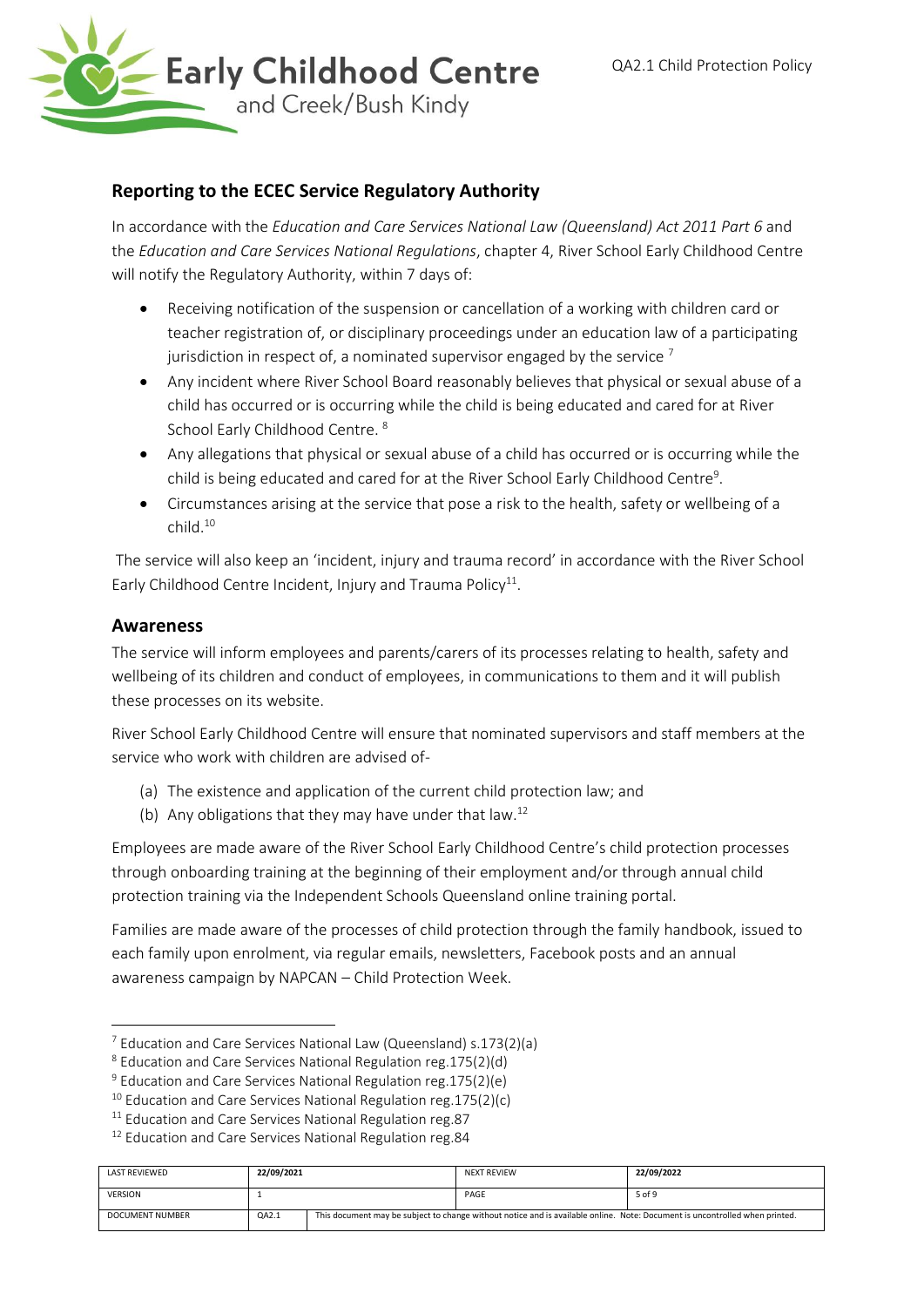## Reporting to the ECEC Service Regulatory Authority

In accordance with the *Education and Care Services National Law (Queensland) Act 2011 Part 6* and the *Education and Care Services National Regulations*, chapter 4, River School Early Childhood Centre will notify the Regulatory Authority, within 7 days of:

- Receiving notification of the suspension or cancellation of a working with children card or teacher registration of, or disciplinary proceedings under an education law of a participating jurisdiction in respect of, a nominated supervisor engaged by the service [7]
- Any incident where River School Board reasonably believes that physical or sexual abuse of a child has occurred or is occurring while the child is being educated and cared for at River School Early Childhood Centre. [8]
- Any allegations that physical or sexual abuse of a child has occurred or is occurring while the child is being educated and cared for at the River School Early Childhood Centre[9].
- Circumstances arising at the service that pose a risk to the health, safety or wellbeing of a child.[10]

The service will also keep an 'incident, injury and trauma record' in accordance with the River School Early Childhood Centre Incident, Injury and Trauma Policy[11].

## Awareness

The service will inform employees and parents/carers of its processes relating to health, safety and wellbeing of its children and conduct of employees, in communications to them and it will publish these processes on its website.

River School Early Childhood Centre will ensure that nominated supervisors and staff members at the service who work with children are advised of-

(a) The existence and application of the current child protection law; and
(b) Any obligations that they may have under that law.[12]

Employees are made aware of the River School Early Childhood Centre's child protection processes through onboarding training at the beginning of their employment and/or through annual child protection training via the Independent Schools Queensland online training portal.

Families are made aware of the processes of child protection through the family handbook, issued to each family upon enrolment, via regular emails, newsletters, Facebook posts and an annual awareness campaign by NAPCAN – Child Protection Week.

---

[7] Education and Care Services National Law (Queensland) s.173(2)(a)
[8] Education and Care Services National Regulation reg.175(2)(d)
[9] Education and Care Services National Regulation reg.175(2)(e)
[10] Education and Care Services National Regulation reg.175(2)(c)
[11] Education and Care Services National Regulation reg.87
[12] Education and Care Services National Regulation reg.84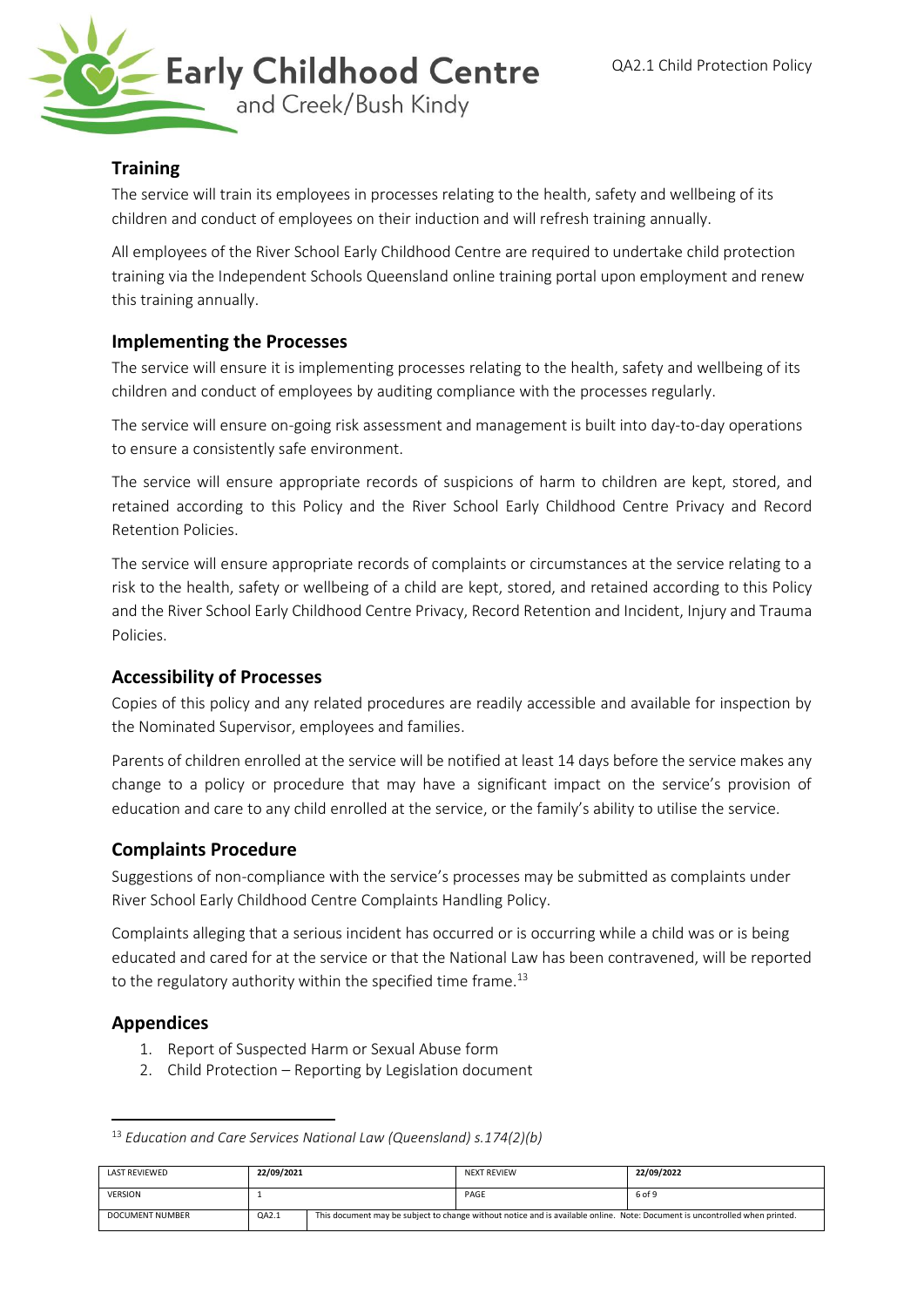## Training

The service will train its employees in processes relating to the health, safety and wellbeing of its children and conduct of employees on their induction and will refresh training annually.

All employees of the River School Early Childhood Centre are required to undertake child protection training via the Independent Schools Queensland online training portal upon employment and renew this training annually.

## Implementing the Processes

The service will ensure it is implementing processes relating to the health, safety and wellbeing of its children and conduct of employees by auditing compliance with the processes regularly.

The service will ensure on-going risk assessment and management is built into day-to-day operations to ensure a consistently safe environment.

The service will ensure appropriate records of suspicions of harm to children are kept, stored, and retained according to this Policy and the River School Early Childhood Centre Privacy and Record Retention Policies.

The service will ensure appropriate records of complaints or circumstances at the service relating to a risk to the health, safety or wellbeing of a child are kept, stored, and retained according to this Policy and the River School Early Childhood Centre Privacy, Record Retention and Incident, Injury and Trauma Policies.

## Accessibility of Processes

Copies of this policy and any related procedures are readily accessible and available for inspection by the Nominated Supervisor, employees and families.

Parents of children enrolled at the service will be notified at least 14 days before the service makes any change to a policy or procedure that may have a significant impact on the service's provision of education and care to any child enrolled at the service, or the family's ability to utilise the service.

## Complaints Procedure

Suggestions of non-compliance with the service's processes may be submitted as complaints under River School Early Childhood Centre Complaints Handling Policy.

Complaints alleging that a serious incident has occurred or is occurring while a child was or is being educated and cared for at the service or that the National Law has been contravened, will be reported to the regulatory authority within the specified time frame.[13]

## Appendices

1. Report of Suspected Harm or Sexual Abuse form
2. Child Protection – Reporting by Legislation document

[13] *Education and Care Services National Law (Queensland) s.174(2)(b)*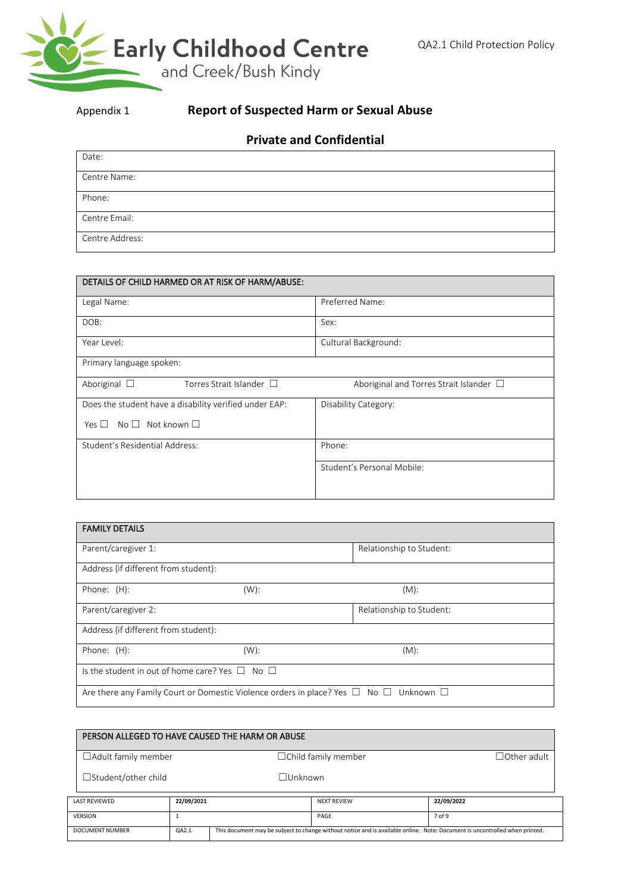Appendix 1

## Report of Suspected Harm or Sexual Abuse

### Private and Confidential

| Date: |
|---|
| Centre Name: |
| Phone: |
| Centre Email: |
| Centre Address: |

| DETAILS OF CHILD HARMED OR AT RISK OF HARM/ABUSE: | |
|---|---|
| Legal Name: | Preferred Name: |
| DOB: | Sex: |
| Year Level: | Cultural Background: |
| Primary language spoken: | |
| Aboriginal ☐ Torres Strait Islander ☐ | Aboriginal and Torres Strait Islander ☐ |
| Does the student have a disability verified under EAP: Yes ☐ No ☐ Not known ☐ | Disability Category: |
| Student's Residential Address: | Phone: |
| | Student's Personal Mobile: |

| FAMILY DETAILS | | |
|---|---|---|
| Parent/caregiver 1: | | Relationship to Student: |
| Address (if different from student): | | |
| Phone: (H): | (W): | (M): |
| Parent/caregiver 2: | | Relationship to Student: |
| Address (if different from student): | | |
| Phone: (H): | (W): | (M): |
| Is the student in out of home care? Yes ☐ No ☐ | | |
| Are there any Family Court or Domestic Violence orders in place? Yes ☐ No ☐ Unknown ☐ | | |

| PERSON ALLEGED TO HAVE CAUSED THE HARM OR ABUSE | | |
|---|---|---|
| ☐Adult family member | ☐Child family member | ☐Other adult |
| ☐Student/other child | ☐Unknown | |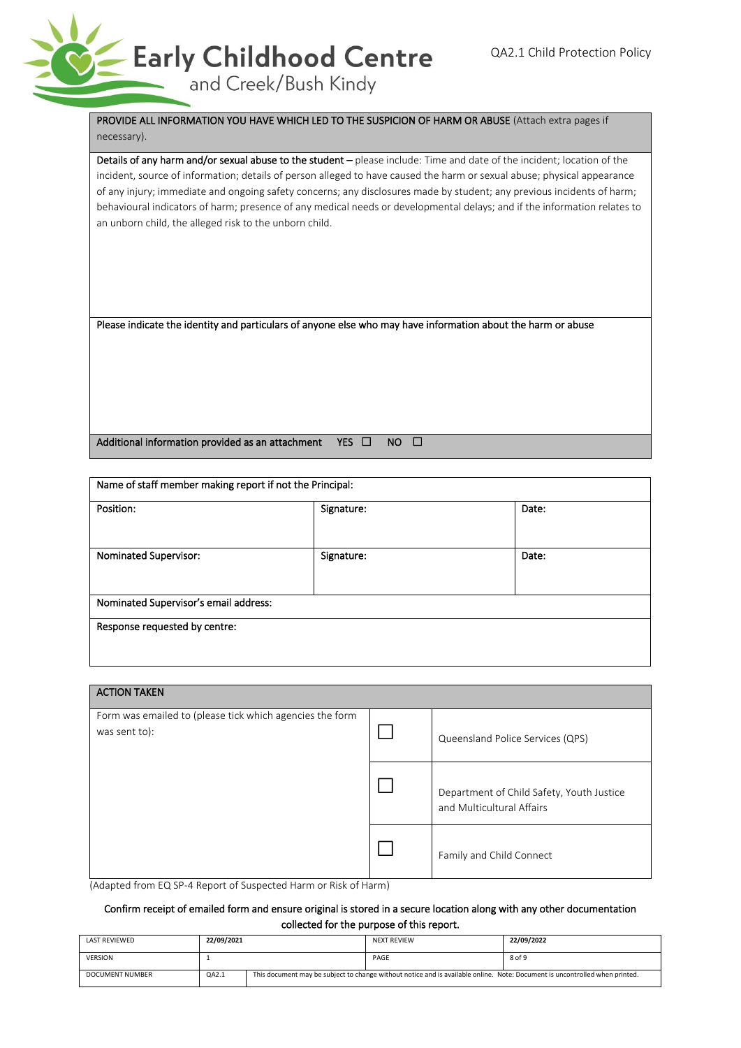| **PROVIDE ALL INFORMATION YOU HAVE WHICH LED TO THE SUSPICION OF HARM OR ABUSE** (Attach extra pages if necessary). |
|---|
| **Details of any harm and/or sexual abuse to the student –** please include: Time and date of the incident; location of the incident, source of information; details of person alleged to have caused the harm or sexual abuse; physical appearance of any injury; immediate and ongoing safety concerns; any disclosures made by student; any previous incidents of harm; behavioural indicators of harm; presence of any medical needs or developmental delays; and if the information relates to an unborn child, the alleged risk to the unborn child. |
| **Please indicate the identity and particulars of anyone else who may have information about the harm or abuse** |
| **Additional information provided as an attachment** YES ☐ NO ☐ |

| **Name of staff member making report if not the Principal:** | | |
|---|---|---|
| **Position:** | **Signature:** | **Date:** |
| **Nominated Supervisor:** | **Signature:** | **Date:** |
| **Nominated Supervisor's email address:** | | |
| **Response requested by centre:** | | |

| **ACTION TAKEN** | | |
|---|---|---|
| Form was emailed to (please tick which agencies the form was sent to): | ☐ | Queensland Police Services (QPS) |
| | ☐ | Department of Child Safety, Youth Justice and Multicultural Affairs |
| | ☐ | Family and Child Connect |

(Adapted from EQ SP-4 Report of Suspected Harm or Risk of Harm)

**Confirm receipt of emailed form and ensure original is stored in a secure location along with any other documentation collected for the purpose of this report.**

| LAST REVIEWED | 22/09/2021 | NEXT REVIEW | 22/09/2022 |
|---|---|---|---|
| VERSION | 1 | PAGE | 8 of 9 |
| DOCUMENT NUMBER | QA2.1 | This document may be subject to change without notice and is available online. Note: Document is uncontrolled when printed. | |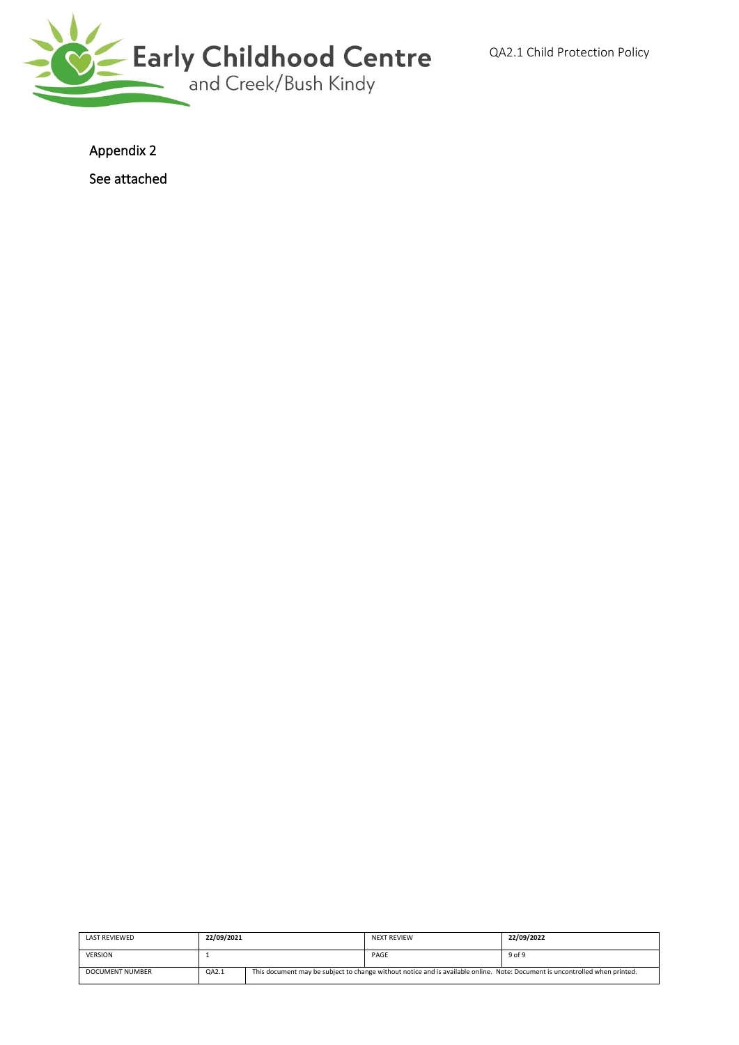Appendix 2

See attached